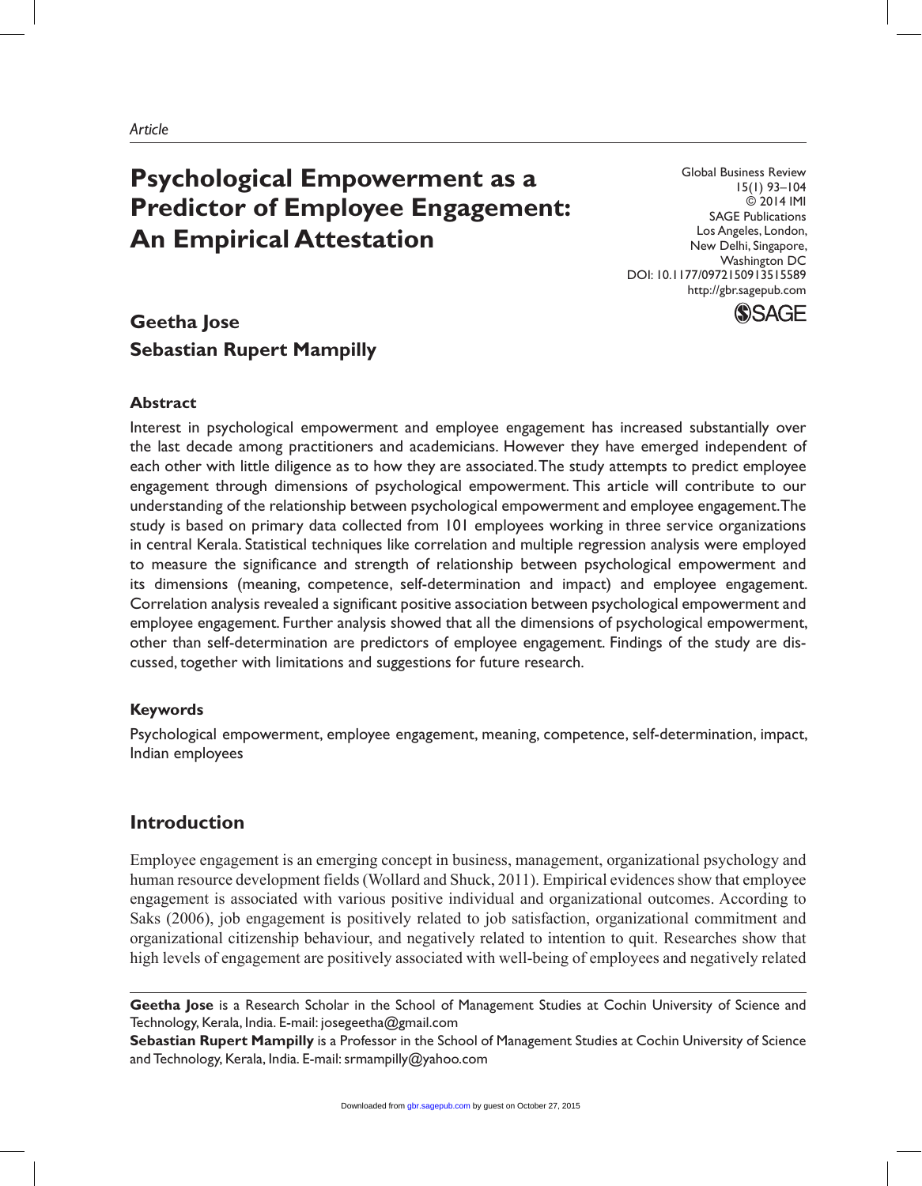*Article*

# Psychological Empowerment as a Predictor of Employee Engagement: An Empirical Attestation

Global Business Review
15(1) 93–104
© 2014 IMI
SAGE Publications
Los Angeles, London, New Delhi, Singapore, Washington DC
DOI: 10.1177/0972150913515589
http://gbr.sagepub.com

**Geetha Jose**
**Sebastian Rupert Mampilly**

### Abstract

Interest in psychological empowerment and employee engagement has increased substantially over the last decade among practitioners and academicians. However they have emerged independent of each other with little diligence as to how they are associated. The study attempts to predict employee engagement through dimensions of psychological empowerment. This article will contribute to our understanding of the relationship between psychological empowerment and employee engagement. The study is based on primary data collected from 101 employees working in three service organizations in central Kerala. Statistical techniques like correlation and multiple regression analysis were employed to measure the significance and strength of relationship between psychological empowerment and its dimensions (meaning, competence, self-determination and impact) and employee engagement. Correlation analysis revealed a significant positive association between psychological empowerment and employee engagement. Further analysis showed that all the dimensions of psychological empowerment, other than self-determination are predictors of employee engagement. Findings of the study are discussed, together with limitations and suggestions for future research.

### Keywords

Psychological empowerment, employee engagement, meaning, competence, self-determination, impact, Indian employees

## Introduction

Employee engagement is an emerging concept in business, management, organizational psychology and human resource development fields (Wollard and Shuck, 2011). Empirical evidences show that employee engagement is associated with various positive individual and organizational outcomes. According to Saks (2006), job engagement is positively related to job satisfaction, organizational commitment and organizational citizenship behaviour, and negatively related to intention to quit. Researches show that high levels of engagement are positively associated with well-being of employees and negatively related

**Geetha Jose** is a Research Scholar in the School of Management Studies at Cochin University of Science and Technology, Kerala, India. E-mail: josegeetha@gmail.com

**Sebastian Rupert Mampilly** is a Professor in the School of Management Studies at Cochin University of Science and Technology, Kerala, India. E-mail: srmampilly@yahoo.com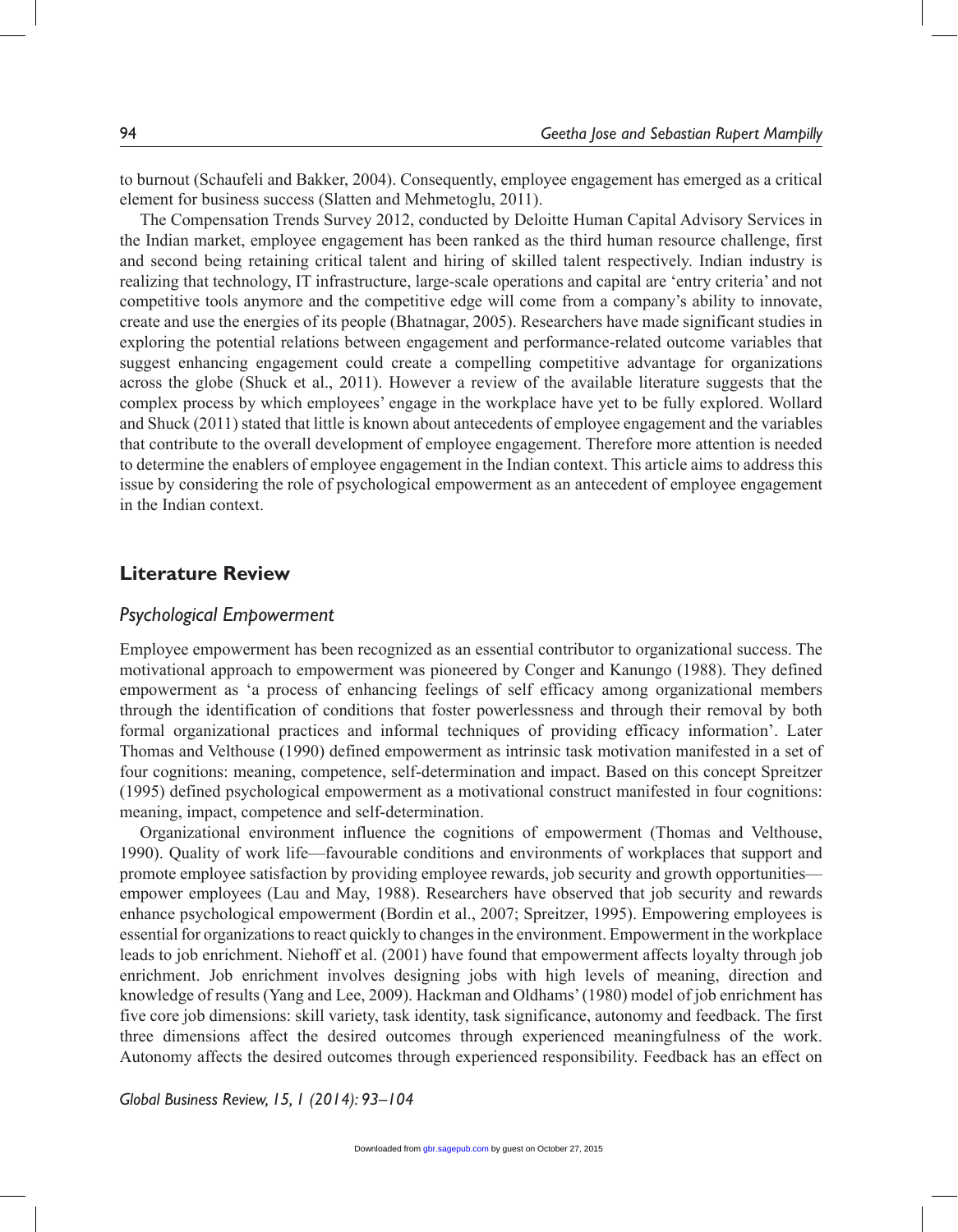to burnout (Schaufeli and Bakker, 2004). Consequently, employee engagement has emerged as a critical element for business success (Slatten and Mehmetoglu, 2011).

The Compensation Trends Survey 2012, conducted by Deloitte Human Capital Advisory Services in the Indian market, employee engagement has been ranked as the third human resource challenge, first and second being retaining critical talent and hiring of skilled talent respectively. Indian industry is realizing that technology, IT infrastructure, large-scale operations and capital are 'entry criteria' and not competitive tools anymore and the competitive edge will come from a company's ability to innovate, create and use the energies of its people (Bhatnagar, 2005). Researchers have made significant studies in exploring the potential relations between engagement and performance-related outcome variables that suggest enhancing engagement could create a compelling competitive advantage for organizations across the globe (Shuck et al., 2011). However a review of the available literature suggests that the complex process by which employees' engage in the workplace have yet to be fully explored. Wollard and Shuck (2011) stated that little is known about antecedents of employee engagement and the variables that contribute to the overall development of employee engagement. Therefore more attention is needed to determine the enablers of employee engagement in the Indian context. This article aims to address this issue by considering the role of psychological empowerment as an antecedent of employee engagement in the Indian context.

## Literature Review

### *Psychological Empowerment*

Employee empowerment has been recognized as an essential contributor to organizational success. The motivational approach to empowerment was pioneered by Conger and Kanungo (1988). They defined empowerment as 'a process of enhancing feelings of self efficacy among organizational members through the identification of conditions that foster powerlessness and through their removal by both formal organizational practices and informal techniques of providing efficacy information'. Later Thomas and Velthouse (1990) defined empowerment as intrinsic task motivation manifested in a set of four cognitions: meaning, competence, self-determination and impact. Based on this concept Spreitzer (1995) defined psychological empowerment as a motivational construct manifested in four cognitions: meaning, impact, competence and self-determination.

Organizational environment influence the cognitions of empowerment (Thomas and Velthouse, 1990). Quality of work life—favourable conditions and environments of workplaces that support and promote employee satisfaction by providing employee rewards, job security and growth opportunities—empower employees (Lau and May, 1988). Researchers have observed that job security and rewards enhance psychological empowerment (Bordin et al., 2007; Spreitzer, 1995). Empowering employees is essential for organizations to react quickly to changes in the environment. Empowerment in the workplace leads to job enrichment. Niehoff et al. (2001) have found that empowerment affects loyalty through job enrichment. Job enrichment involves designing jobs with high levels of meaning, direction and knowledge of results (Yang and Lee, 2009). Hackman and Oldhams' (1980) model of job enrichment has five core job dimensions: skill variety, task identity, task significance, autonomy and feedback. The first three dimensions affect the desired outcomes through experienced meaningfulness of the work. Autonomy affects the desired outcomes through experienced responsibility. Feedback has an effect on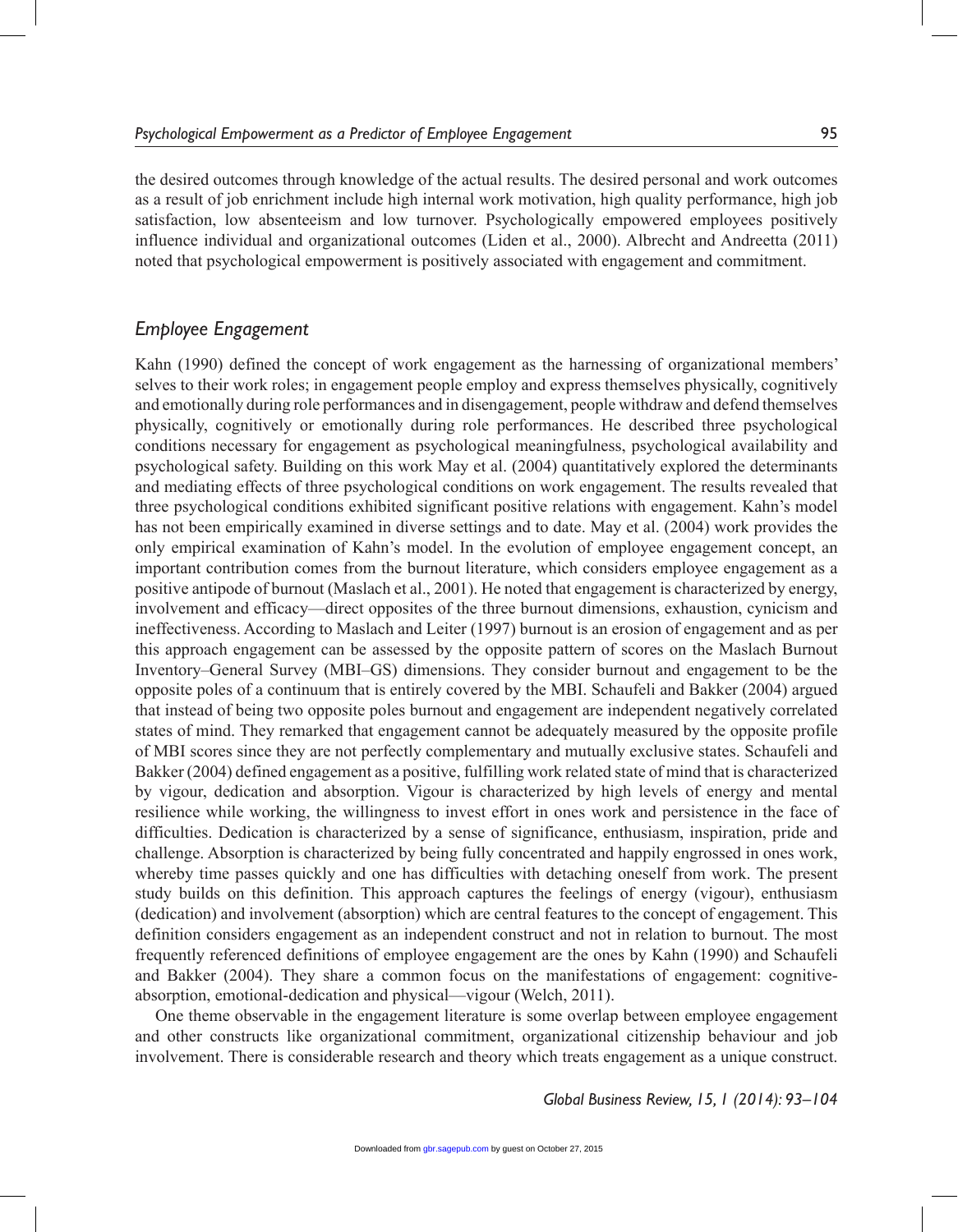the desired outcomes through knowledge of the actual results. The desired personal and work outcomes as a result of job enrichment include high internal work motivation, high quality performance, high job satisfaction, low absenteeism and low turnover. Psychologically empowered employees positively influence individual and organizational outcomes (Liden et al., 2000). Albrecht and Andreetta (2011) noted that psychological empowerment is positively associated with engagement and commitment.

## *Employee Engagement*

Kahn (1990) defined the concept of work engagement as the harnessing of organizational members' selves to their work roles; in engagement people employ and express themselves physically, cognitively and emotionally during role performances and in disengagement, people withdraw and defend themselves physically, cognitively or emotionally during role performances. He described three psychological conditions necessary for engagement as psychological meaningfulness, psychological availability and psychological safety. Building on this work May et al. (2004) quantitatively explored the determinants and mediating effects of three psychological conditions on work engagement. The results revealed that three psychological conditions exhibited significant positive relations with engagement. Kahn's model has not been empirically examined in diverse settings and to date. May et al. (2004) work provides the only empirical examination of Kahn's model. In the evolution of employee engagement concept, an important contribution comes from the burnout literature, which considers employee engagement as a positive antipode of burnout (Maslach et al., 2001). He noted that engagement is characterized by energy, involvement and efficacy—direct opposites of the three burnout dimensions, exhaustion, cynicism and ineffectiveness. According to Maslach and Leiter (1997) burnout is an erosion of engagement and as per this approach engagement can be assessed by the opposite pattern of scores on the Maslach Burnout Inventory–General Survey (MBI–GS) dimensions. They consider burnout and engagement to be the opposite poles of a continuum that is entirely covered by the MBI. Schaufeli and Bakker (2004) argued that instead of being two opposite poles burnout and engagement are independent negatively correlated states of mind. They remarked that engagement cannot be adequately measured by the opposite profile of MBI scores since they are not perfectly complementary and mutually exclusive states. Schaufeli and Bakker (2004) defined engagement as a positive, fulfilling work related state of mind that is characterized by vigour, dedication and absorption. Vigour is characterized by high levels of energy and mental resilience while working, the willingness to invest effort in ones work and persistence in the face of difficulties. Dedication is characterized by a sense of significance, enthusiasm, inspiration, pride and challenge. Absorption is characterized by being fully concentrated and happily engrossed in ones work, whereby time passes quickly and one has difficulties with detaching oneself from work. The present study builds on this definition. This approach captures the feelings of energy (vigour), enthusiasm (dedication) and involvement (absorption) which are central features to the concept of engagement. This definition considers engagement as an independent construct and not in relation to burnout. The most frequently referenced definitions of employee engagement are the ones by Kahn (1990) and Schaufeli and Bakker (2004). They share a common focus on the manifestations of engagement: cognitive-absorption, emotional-dedication and physical—vigour (Welch, 2011).

One theme observable in the engagement literature is some overlap between employee engagement and other constructs like organizational commitment, organizational citizenship behaviour and job involvement. There is considerable research and theory which treats engagement as a unique construct.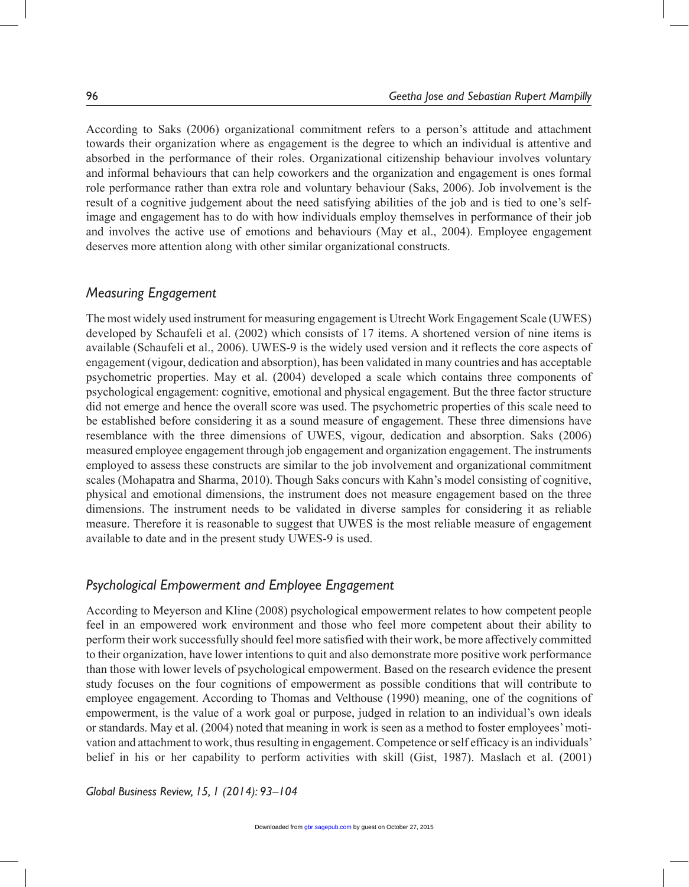According to Saks (2006) organizational commitment refers to a person's attitude and attachment towards their organization where as engagement is the degree to which an individual is attentive and absorbed in the performance of their roles. Organizational citizenship behaviour involves voluntary and informal behaviours that can help coworkers and the organization and engagement is ones formal role performance rather than extra role and voluntary behaviour (Saks, 2006). Job involvement is the result of a cognitive judgement about the need satisfying abilities of the job and is tied to one's self-image and engagement has to do with how individuals employ themselves in performance of their job and involves the active use of emotions and behaviours (May et al., 2004). Employee engagement deserves more attention along with other similar organizational constructs.

## *Measuring Engagement*

The most widely used instrument for measuring engagement is Utrecht Work Engagement Scale (UWES) developed by Schaufeli et al. (2002) which consists of 17 items. A shortened version of nine items is available (Schaufeli et al., 2006). UWES-9 is the widely used version and it reflects the core aspects of engagement (vigour, dedication and absorption), has been validated in many countries and has acceptable psychometric properties. May et al. (2004) developed a scale which contains three components of psychological engagement: cognitive, emotional and physical engagement. But the three factor structure did not emerge and hence the overall score was used. The psychometric properties of this scale need to be established before considering it as a sound measure of engagement. These three dimensions have resemblance with the three dimensions of UWES, vigour, dedication and absorption. Saks (2006) measured employee engagement through job engagement and organization engagement. The instruments employed to assess these constructs are similar to the job involvement and organizational commitment scales (Mohapatra and Sharma, 2010). Though Saks concurs with Kahn's model consisting of cognitive, physical and emotional dimensions, the instrument does not measure engagement based on the three dimensions. The instrument needs to be validated in diverse samples for considering it as reliable measure. Therefore it is reasonable to suggest that UWES is the most reliable measure of engagement available to date and in the present study UWES-9 is used.

## *Psychological Empowerment and Employee Engagement*

According to Meyerson and Kline (2008) psychological empowerment relates to how competent people feel in an empowered work environment and those who feel more competent about their ability to perform their work successfully should feel more satisfied with their work, be more affectively committed to their organization, have lower intentions to quit and also demonstrate more positive work performance than those with lower levels of psychological empowerment. Based on the research evidence the present study focuses on the four cognitions of empowerment as possible conditions that will contribute to employee engagement. According to Thomas and Velthouse (1990) meaning, one of the cognitions of empowerment, is the value of a work goal or purpose, judged in relation to an individual's own ideals or standards. May et al. (2004) noted that meaning in work is seen as a method to foster employees' motivation and attachment to work, thus resulting in engagement. Competence or self efficacy is an individuals' belief in his or her capability to perform activities with skill (Gist, 1987). Maslach et al. (2001)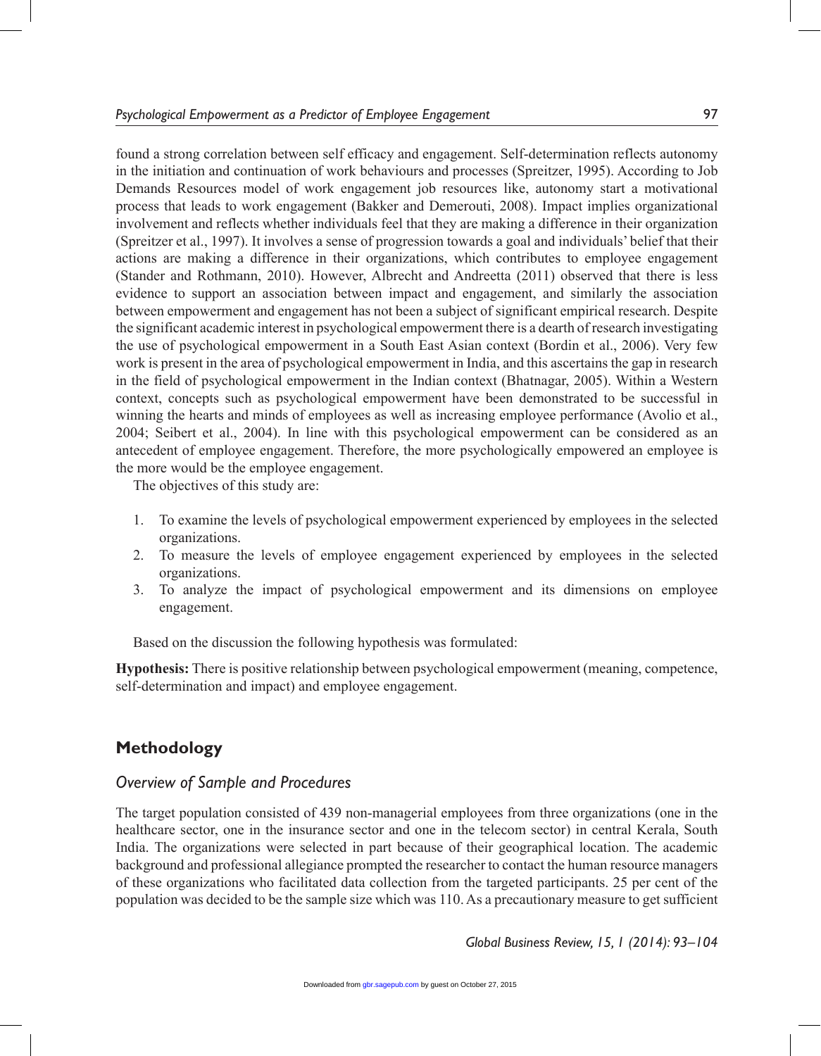found a strong correlation between self efficacy and engagement. Self-determination reflects autonomy in the initiation and continuation of work behaviours and processes (Spreitzer, 1995). According to Job Demands Resources model of work engagement job resources like, autonomy start a motivational process that leads to work engagement (Bakker and Demerouti, 2008). Impact implies organizational involvement and reflects whether individuals feel that they are making a difference in their organization (Spreitzer et al., 1997). It involves a sense of progression towards a goal and individuals' belief that their actions are making a difference in their organizations, which contributes to employee engagement (Stander and Rothmann, 2010). However, Albrecht and Andreetta (2011) observed that there is less evidence to support an association between impact and engagement, and similarly the association between empowerment and engagement has not been a subject of significant empirical research. Despite the significant academic interest in psychological empowerment there is a dearth of research investigating the use of psychological empowerment in a South East Asian context (Bordin et al., 2006). Very few work is present in the area of psychological empowerment in India, and this ascertains the gap in research in the field of psychological empowerment in the Indian context (Bhatnagar, 2005). Within a Western context, concepts such as psychological empowerment have been demonstrated to be successful in winning the hearts and minds of employees as well as increasing employee performance (Avolio et al., 2004; Seibert et al., 2004). In line with this psychological empowerment can be considered as an antecedent of employee engagement. Therefore, the more psychologically empowered an employee is the more would be the employee engagement.

The objectives of this study are:

1. To examine the levels of psychological empowerment experienced by employees in the selected organizations.
2. To measure the levels of employee engagement experienced by employees in the selected organizations.
3. To analyze the impact of psychological empowerment and its dimensions on employee engagement.

Based on the discussion the following hypothesis was formulated:

**Hypothesis:** There is positive relationship between psychological empowerment (meaning, competence, self-determination and impact) and employee engagement.

## Methodology

### *Overview of Sample and Procedures*

The target population consisted of 439 non-managerial employees from three organizations (one in the healthcare sector, one in the insurance sector and one in the telecom sector) in central Kerala, South India. The organizations were selected in part because of their geographical location. The academic background and professional allegiance prompted the researcher to contact the human resource managers of these organizations who facilitated data collection from the targeted participants. 25 per cent of the population was decided to be the sample size which was 110. As a precautionary measure to get sufficient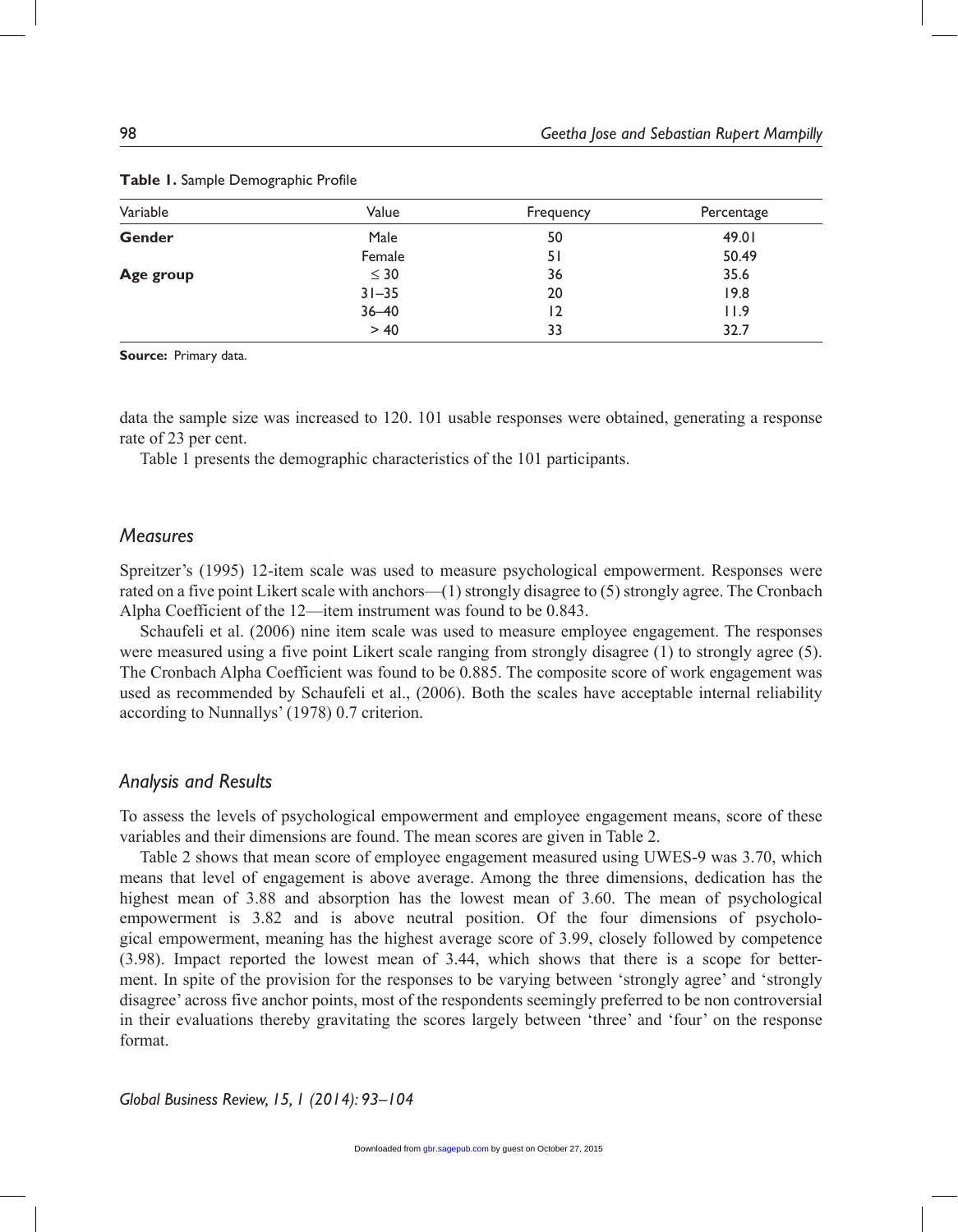**Table 1.** Sample Demographic Profile

| Variable | Value | Frequency | Percentage |
|---|---|---|---|
| **Gender** | Male | 50 | 49.01 |
| | Female | 51 | 50.49 |
| **Age group** | ≤ 30 | 36 | 35.6 |
| | 31–35 | 20 | 19.8 |
| | 36–40 | 12 | 11.9 |
| | > 40 | 33 | 32.7 |

**Source:** Primary data.

data the sample size was increased to 120. 101 usable responses were obtained, generating a response rate of 23 per cent.

Table 1 presents the demographic characteristics of the 101 participants.

## *Measures*

Spreitzer's (1995) 12-item scale was used to measure psychological empowerment. Responses were rated on a five point Likert scale with anchors—(1) strongly disagree to (5) strongly agree. The Cronbach Alpha Coefficient of the 12—item instrument was found to be 0.843.

Schaufeli et al. (2006) nine item scale was used to measure employee engagement. The responses were measured using a five point Likert scale ranging from strongly disagree (1) to strongly agree (5). The Cronbach Alpha Coefficient was found to be 0.885. The composite score of work engagement was used as recommended by Schaufeli et al., (2006). Both the scales have acceptable internal reliability according to Nunnallys' (1978) 0.7 criterion.

## *Analysis and Results*

To assess the levels of psychological empowerment and employee engagement means, score of these variables and their dimensions are found. The mean scores are given in Table 2.

Table 2 shows that mean score of employee engagement measured using UWES-9 was 3.70, which means that level of engagement is above average. Among the three dimensions, dedication has the highest mean of 3.88 and absorption has the lowest mean of 3.60. The mean of psychological empowerment is 3.82 and is above neutral position. Of the four dimensions of psychological empowerment, meaning has the highest average score of 3.99, closely followed by competence (3.98). Impact reported the lowest mean of 3.44, which shows that there is a scope for betterment. In spite of the provision for the responses to be varying between 'strongly agree' and 'strongly disagree' across five anchor points, most of the respondents seemingly preferred to be non controversial in their evaluations thereby gravitating the scores largely between 'three' and 'four' on the response format.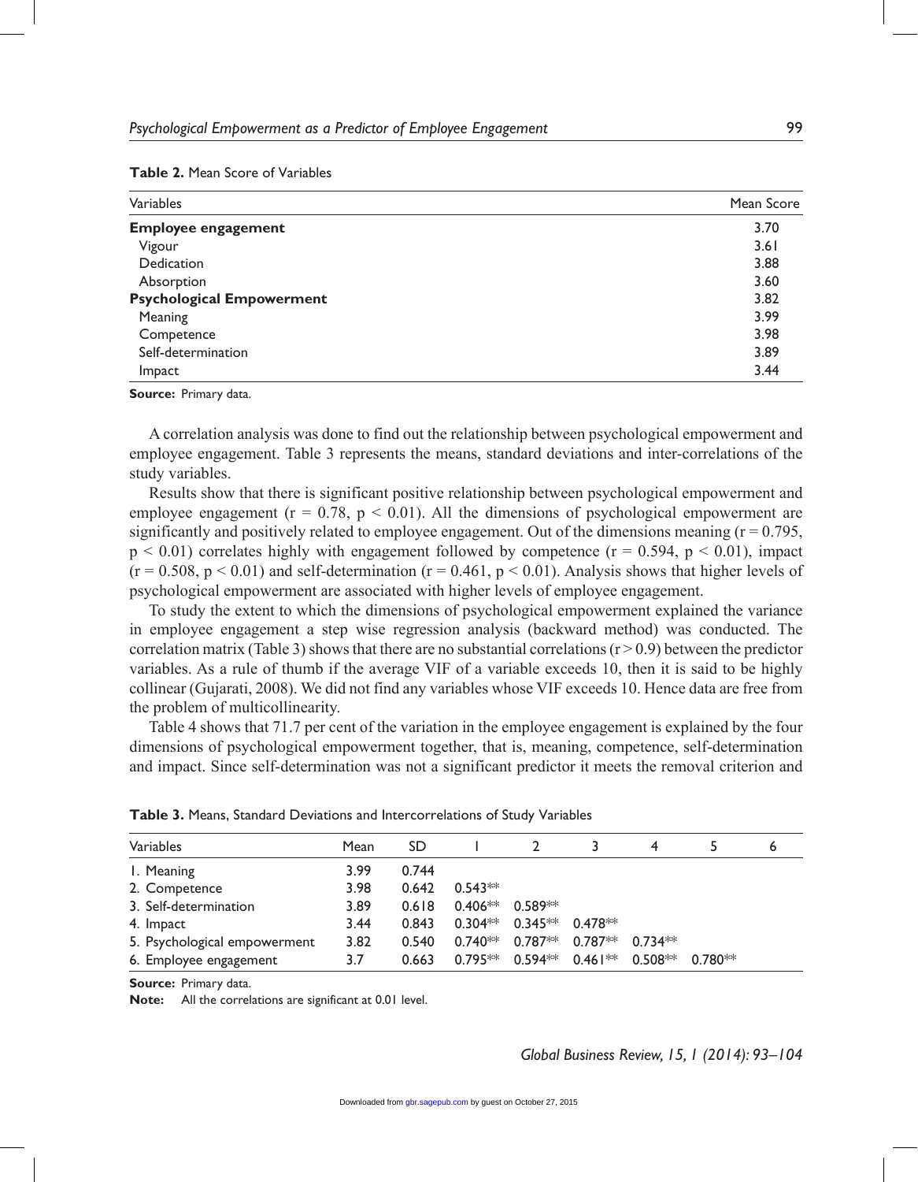**Table 2.** Mean Score of Variables

| Variables | Mean Score |
|---|---|
| **Employee engagement** | 3.70 |
| Vigour | 3.61 |
| Dedication | 3.88 |
| Absorption | 3.60 |
| **Psychological Empowerment** | 3.82 |
| Meaning | 3.99 |
| Competence | 3.98 |
| Self-determination | 3.89 |
| Impact | 3.44 |

**Source:** Primary data.

A correlation analysis was done to find out the relationship between psychological empowerment and employee engagement. Table 3 represents the means, standard deviations and inter-correlations of the study variables.

Results show that there is significant positive relationship between psychological empowerment and employee engagement ($r = 0.78$, $p < 0.01$). All the dimensions of psychological empowerment are significantly and positively related to employee engagement. Out of the dimensions meaning ($r = 0.795$, $p < 0.01$) correlates highly with engagement followed by competence ($r = 0.594$, $p < 0.01$), impact ($r = 0.508$, $p < 0.01$) and self-determination ($r = 0.461$, $p < 0.01$). Analysis shows that higher levels of psychological empowerment are associated with higher levels of employee engagement.

To study the extent to which the dimensions of psychological empowerment explained the variance in employee engagement a step wise regression analysis (backward method) was conducted. The correlation matrix (Table 3) shows that there are no substantial correlations ($r > 0.9$) between the predictor variables. As a rule of thumb if the average VIF of a variable exceeds 10, then it is said to be highly collinear (Gujarati, 2008). We did not find any variables whose VIF exceeds 10. Hence data are free from the problem of multicollinearity.

Table 4 shows that 71.7 per cent of the variation in the employee engagement is explained by the four dimensions of psychological empowerment together, that is, meaning, competence, self-determination and impact. Since self-determination was not a significant predictor it meets the removal criterion and

**Table 3.** Means, Standard Deviations and Intercorrelations of Study Variables

| Variables | Mean | SD | 1 | 2 | 3 | 4 | 5 | 6 |
|---|---|---|---|---|---|---|---|---|
| 1. Meaning | 3.99 | 0.744 | | | | | | |
| 2. Competence | 3.98 | 0.642 | 0.543** | | | | | |
| 3. Self-determination | 3.89 | 0.618 | 0.406** | 0.589** | | | | |
| 4. Impact | 3.44 | 0.843 | 0.304** | 0.345** | 0.478** | | | |
| 5. Psychological empowerment | 3.82 | 0.540 | 0.740** | 0.787** | 0.787** | 0.734** | | |
| 6. Employee engagement | 3.7 | 0.663 | 0.795** | 0.594** | 0.461** | 0.508** | 0.780** | |

**Source:** Primary data.

**Note:** All the correlations are significant at 0.01 level.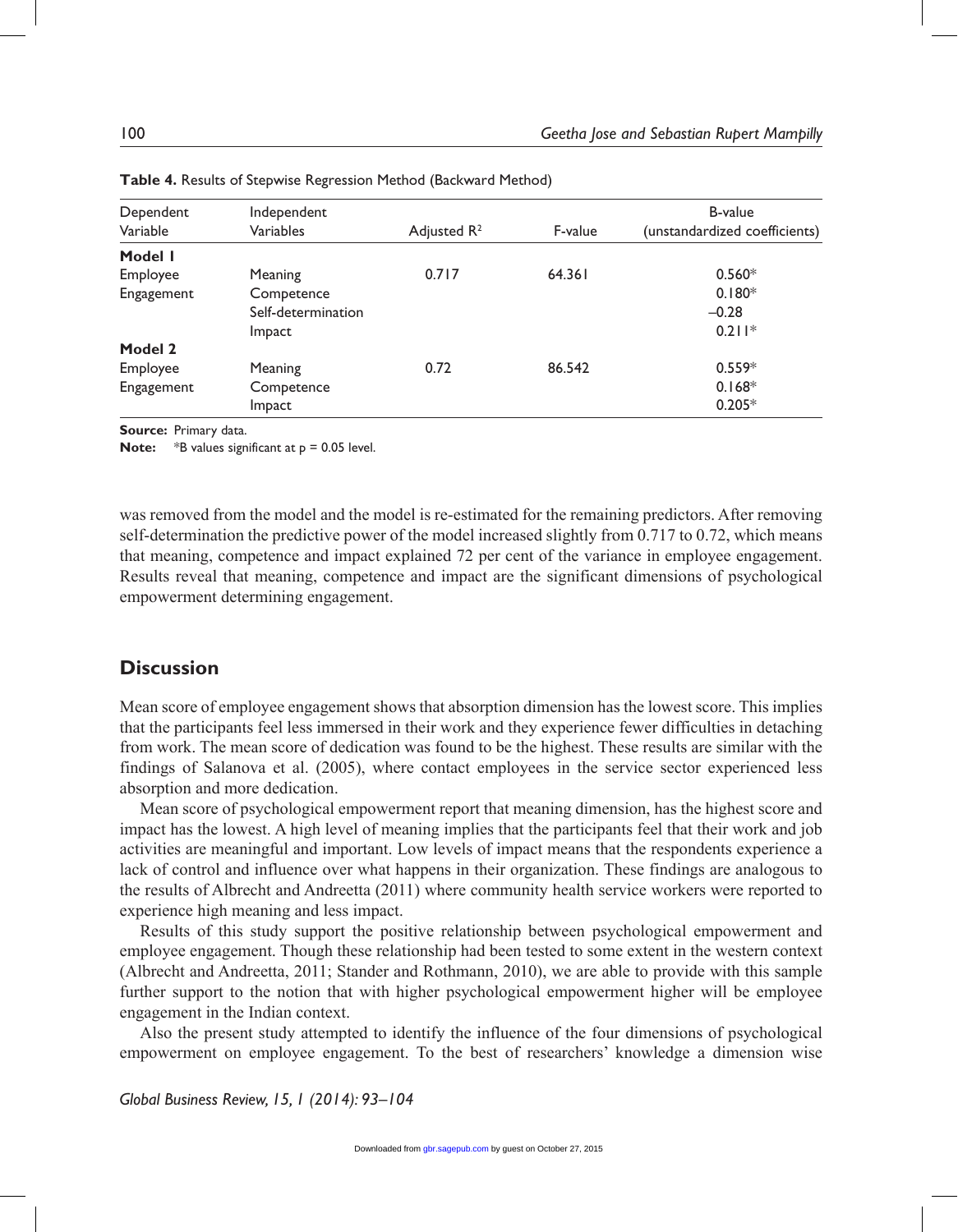**Table 4.** Results of Stepwise Regression Method (Backward Method)

| Dependent Variable | Independent Variables | Adjusted $R^2$ | F-value | B-value (unstandardized coefficients) |
|---|---|---|---|---|
| **Model 1** | | | | |
| Employee Engagement | Meaning | 0.717 | 64.361 | 0.560* |
| | Competence | | | 0.180* |
| | Self-determination | | | –0.28 |
| | Impact | | | 0.211* |
| **Model 2** | | | | |
| Employee Engagement | Meaning | 0.72 | 86.542 | 0.559* |
| | Competence | | | 0.168* |
| | Impact | | | 0.205* |

**Source:** Primary data.

**Note:** *B values significant at p = 0.05 level.

was removed from the model and the model is re-estimated for the remaining predictors. After removing self-determination the predictive power of the model increased slightly from 0.717 to 0.72, which means that meaning, competence and impact explained 72 per cent of the variance in employee engagement. Results reveal that meaning, competence and impact are the significant dimensions of psychological empowerment determining engagement.

## Discussion

Mean score of employee engagement shows that absorption dimension has the lowest score. This implies that the participants feel less immersed in their work and they experience fewer difficulties in detaching from work. The mean score of dedication was found to be the highest. These results are similar with the findings of Salanova et al. (2005), where contact employees in the service sector experienced less absorption and more dedication.

Mean score of psychological empowerment report that meaning dimension, has the highest score and impact has the lowest. A high level of meaning implies that the participants feel that their work and job activities are meaningful and important. Low levels of impact means that the respondents experience a lack of control and influence over what happens in their organization. These findings are analogous to the results of Albrecht and Andreetta (2011) where community health service workers were reported to experience high meaning and less impact.

Results of this study support the positive relationship between psychological empowerment and employee engagement. Though these relationship had been tested to some extent in the western context (Albrecht and Andreetta, 2011; Stander and Rothmann, 2010), we are able to provide with this sample further support to the notion that with higher psychological empowerment higher will be employee engagement in the Indian context.

Also the present study attempted to identify the influence of the four dimensions of psychological empowerment on employee engagement. To the best of researchers' knowledge a dimension wise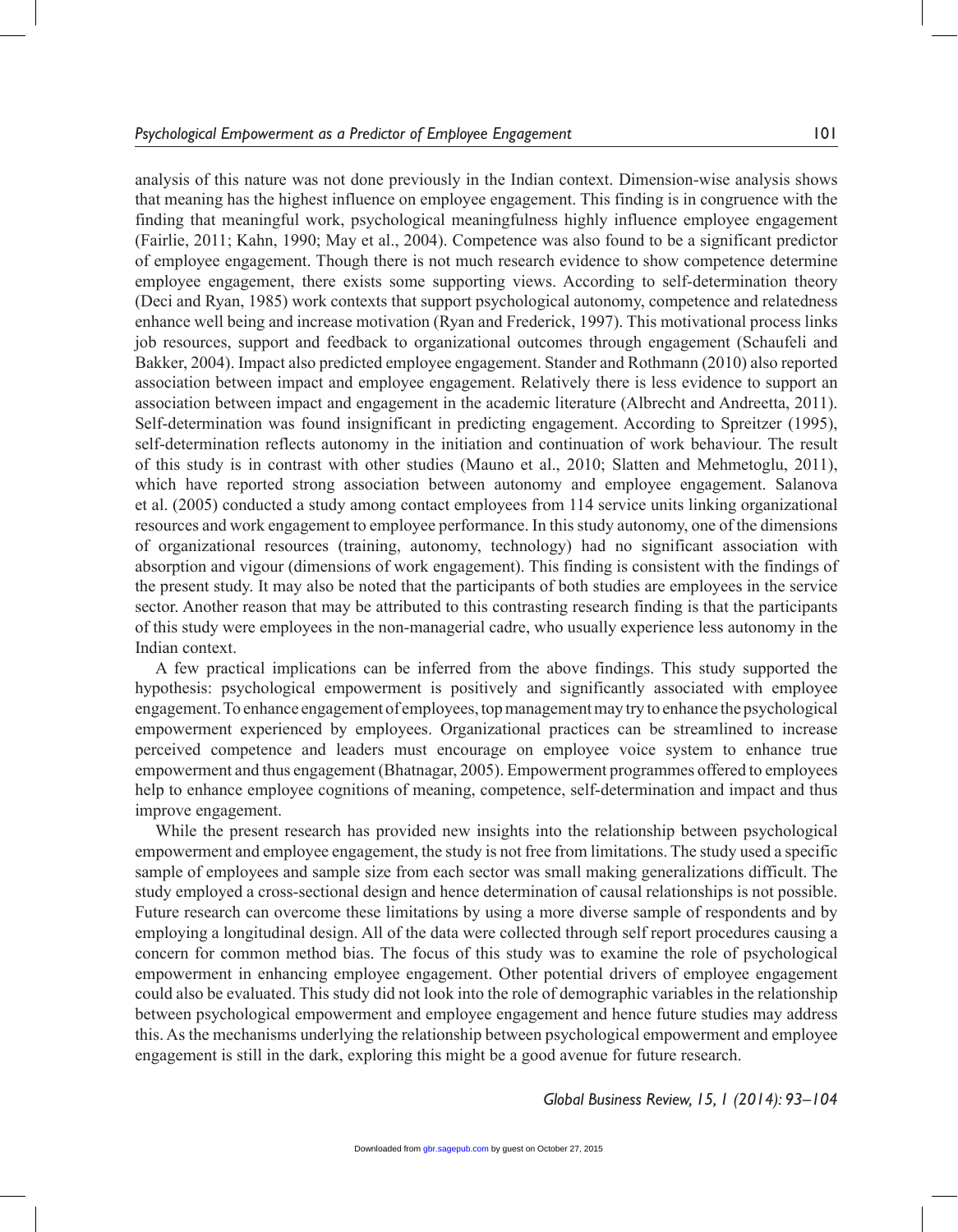analysis of this nature was not done previously in the Indian context. Dimension-wise analysis shows that meaning has the highest influence on employee engagement. This finding is in congruence with the finding that meaningful work, psychological meaningfulness highly influence employee engagement (Fairlie, 2011; Kahn, 1990; May et al., 2004). Competence was also found to be a significant predictor of employee engagement. Though there is not much research evidence to show competence determine employee engagement, there exists some supporting views. According to self-determination theory (Deci and Ryan, 1985) work contexts that support psychological autonomy, competence and relatedness enhance well being and increase motivation (Ryan and Frederick, 1997). This motivational process links job resources, support and feedback to organizational outcomes through engagement (Schaufeli and Bakker, 2004). Impact also predicted employee engagement. Stander and Rothmann (2010) also reported association between impact and employee engagement. Relatively there is less evidence to support an association between impact and engagement in the academic literature (Albrecht and Andreetta, 2011). Self-determination was found insignificant in predicting engagement. According to Spreitzer (1995), self-determination reflects autonomy in the initiation and continuation of work behaviour. The result of this study is in contrast with other studies (Mauno et al., 2010; Slatten and Mehmetoglu, 2011), which have reported strong association between autonomy and employee engagement. Salanova et al. (2005) conducted a study among contact employees from 114 service units linking organizational resources and work engagement to employee performance. In this study autonomy, one of the dimensions of organizational resources (training, autonomy, technology) had no significant association with absorption and vigour (dimensions of work engagement). This finding is consistent with the findings of the present study. It may also be noted that the participants of both studies are employees in the service sector. Another reason that may be attributed to this contrasting research finding is that the participants of this study were employees in the non-managerial cadre, who usually experience less autonomy in the Indian context.

A few practical implications can be inferred from the above findings. This study supported the hypothesis: psychological empowerment is positively and significantly associated with employee engagement. To enhance engagement of employees, top management may try to enhance the psychological empowerment experienced by employees. Organizational practices can be streamlined to increase perceived competence and leaders must encourage on employee voice system to enhance true empowerment and thus engagement (Bhatnagar, 2005). Empowerment programmes offered to employees help to enhance employee cognitions of meaning, competence, self-determination and impact and thus improve engagement.

While the present research has provided new insights into the relationship between psychological empowerment and employee engagement, the study is not free from limitations. The study used a specific sample of employees and sample size from each sector was small making generalizations difficult. The study employed a cross-sectional design and hence determination of causal relationships is not possible. Future research can overcome these limitations by using a more diverse sample of respondents and by employing a longitudinal design. All of the data were collected through self report procedures causing a concern for common method bias. The focus of this study was to examine the role of psychological empowerment in enhancing employee engagement. Other potential drivers of employee engagement could also be evaluated. This study did not look into the role of demographic variables in the relationship between psychological empowerment and employee engagement and hence future studies may address this. As the mechanisms underlying the relationship between psychological empowerment and employee engagement is still in the dark, exploring this might be a good avenue for future research.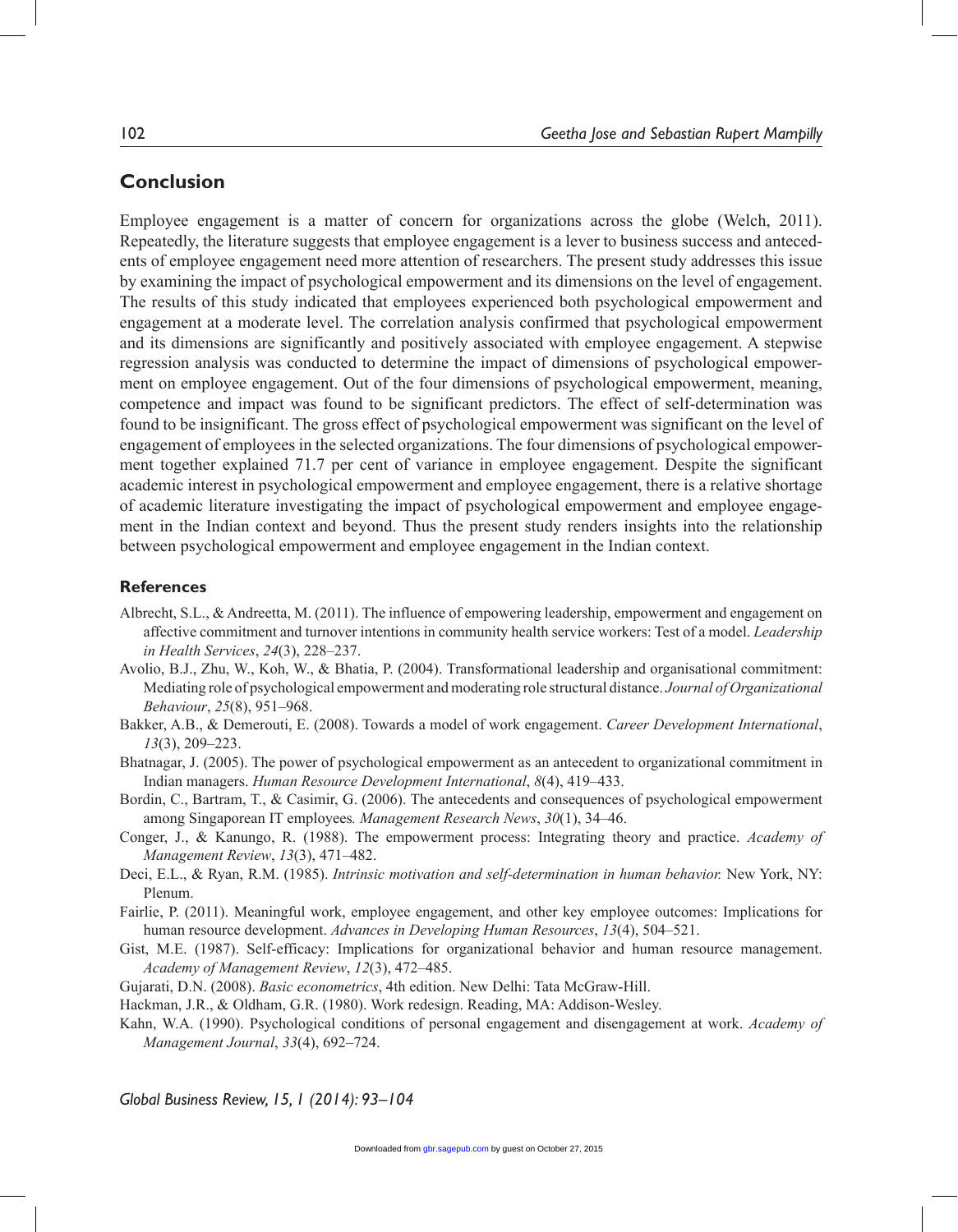## Conclusion

Employee engagement is a matter of concern for organizations across the globe (Welch, 2011). Repeatedly, the literature suggests that employee engagement is a lever to business success and antecedents of employee engagement need more attention of researchers. The present study addresses this issue by examining the impact of psychological empowerment and its dimensions on the level of engagement. The results of this study indicated that employees experienced both psychological empowerment and engagement at a moderate level. The correlation analysis confirmed that psychological empowerment and its dimensions are significantly and positively associated with employee engagement. A stepwise regression analysis was conducted to determine the impact of dimensions of psychological empowerment on employee engagement. Out of the four dimensions of psychological empowerment, meaning, competence and impact was found to be significant predictors. The effect of self-determination was found to be insignificant. The gross effect of psychological empowerment was significant on the level of engagement of employees in the selected organizations. The four dimensions of psychological empowerment together explained 71.7 per cent of variance in employee engagement. Despite the significant academic interest in psychological empowerment and employee engagement, there is a relative shortage of academic literature investigating the impact of psychological empowerment and employee engagement in the Indian context and beyond. Thus the present study renders insights into the relationship between psychological empowerment and employee engagement in the Indian context.

### References

Albrecht, S.L., & Andreetta, M. (2011). The influence of empowering leadership, empowerment and engagement on affective commitment and turnover intentions in community health service workers: Test of a model. *Leadership in Health Services*, *24*(3), 228–237.

Avolio, B.J., Zhu, W., Koh, W., & Bhatia, P. (2004). Transformational leadership and organisational commitment: Mediating role of psychological empowerment and moderating role structural distance. *Journal of Organizational Behaviour*, *25*(8), 951–968.

Bakker, A.B., & Demerouti, E. (2008). Towards a model of work engagement. *Career Development International*, *13*(3), 209–223.

Bhatnagar, J. (2005). The power of psychological empowerment as an antecedent to organizational commitment in Indian managers. *Human Resource Development International*, *8*(4), 419–433.

Bordin, C., Bartram, T., & Casimir, G. (2006). The antecedents and consequences of psychological empowerment among Singaporean IT employees. *Management Research News*, *30*(1), 34–46.

Conger, J., & Kanungo, R. (1988). The empowerment process: Integrating theory and practice. *Academy of Management Review*, *13*(3), 471–482.

Deci, E.L., & Ryan, R.M. (1985). *Intrinsic motivation and self-determination in human behavior.* New York, NY: Plenum.

Fairlie, P. (2011). Meaningful work, employee engagement, and other key employee outcomes: Implications for human resource development. *Advances in Developing Human Resources*, *13*(4), 504–521.

Gist, M.E. (1987). Self-efficacy: Implications for organizational behavior and human resource management. *Academy of Management Review*, *12*(3), 472–485.

Gujarati, D.N. (2008). *Basic econometrics*, 4th edition. New Delhi: Tata McGraw-Hill.

Hackman, J.R., & Oldham, G.R. (1980). Work redesign. Reading, MA: Addison-Wesley.

Kahn, W.A. (1990). Psychological conditions of personal engagement and disengagement at work. *Academy of Management Journal*, *33*(4), 692–724.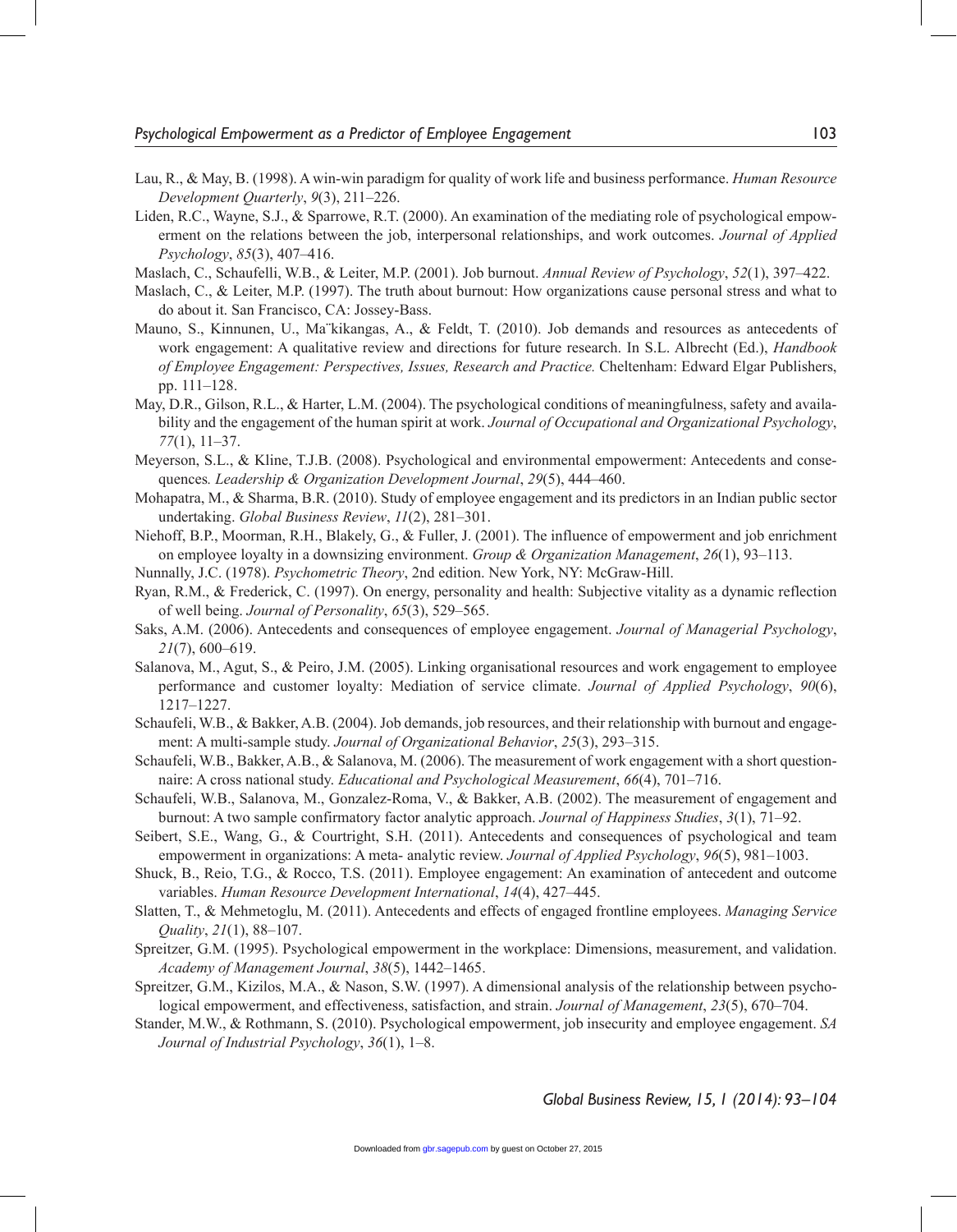Lau, R., & May, B. (1998). A win-win paradigm for quality of work life and business performance. *Human Resource Development Quarterly*, *9*(3), 211–226.

Liden, R.C., Wayne, S.J., & Sparrowe, R.T. (2000). An examination of the mediating role of psychological empowerment on the relations between the job, interpersonal relationships, and work outcomes. *Journal of Applied Psychology*, *85*(3), 407–416.

Maslach, C., Schaufelli, W.B., & Leiter, M.P. (2001). Job burnout. *Annual Review of Psychology*, *52*(1), 397–422.

Maslach, C., & Leiter, M.P. (1997). The truth about burnout: How organizations cause personal stress and what to do about it. San Francisco, CA: Jossey-Bass.

Mauno, S., Kinnunen, U., Ma¨kikangas, A., & Feldt, T. (2010). Job demands and resources as antecedents of work engagement: A qualitative review and directions for future research. In S.L. Albrecht (Ed.), *Handbook of Employee Engagement: Perspectives, Issues, Research and Practice.* Cheltenham: Edward Elgar Publishers, pp. 111–128.

May, D.R., Gilson, R.L., & Harter, L.M. (2004). The psychological conditions of meaningfulness, safety and availability and the engagement of the human spirit at work. *Journal of Occupational and Organizational Psychology*, *77*(1), 11–37.

Meyerson, S.L., & Kline, T.J.B. (2008). Psychological and environmental empowerment: Antecedents and consequences. *Leadership & Organization Development Journal*, *29*(5), 444–460.

Mohapatra, M., & Sharma, B.R. (2010). Study of employee engagement and its predictors in an Indian public sector undertaking. *Global Business Review*, *11*(2), 281–301.

Niehoff, B.P., Moorman, R.H., Blakely, G., & Fuller, J. (2001). The influence of empowerment and job enrichment on employee loyalty in a downsizing environment. *Group & Organization Management*, *26*(1), 93–113.

Nunnally, J.C. (1978). *Psychometric Theory*, 2nd edition. New York, NY: McGraw-Hill.

Ryan, R.M., & Frederick, C. (1997). On energy, personality and health: Subjective vitality as a dynamic reflection of well being. *Journal of Personality*, *65*(3), 529–565.

Saks, A.M. (2006). Antecedents and consequences of employee engagement. *Journal of Managerial Psychology*, *21*(7), 600–619.

Salanova, M., Agut, S., & Peiro, J.M. (2005). Linking organisational resources and work engagement to employee performance and customer loyalty: Mediation of service climate. *Journal of Applied Psychology*, *90*(6), 1217–1227.

Schaufeli, W.B., & Bakker, A.B. (2004). Job demands, job resources, and their relationship with burnout and engagement: A multi-sample study. *Journal of Organizational Behavior*, *25*(3), 293–315.

Schaufeli, W.B., Bakker, A.B., & Salanova, M. (2006). The measurement of work engagement with a short questionnaire: A cross national study. *Educational and Psychological Measurement*, *66*(4), 701–716.

Schaufeli, W.B., Salanova, M., Gonzalez-Roma, V., & Bakker, A.B. (2002). The measurement of engagement and burnout: A two sample confirmatory factor analytic approach. *Journal of Happiness Studies*, *3*(1), 71–92.

Seibert, S.E., Wang, G., & Courtright, S.H. (2011). Antecedents and consequences of psychological and team empowerment in organizations: A meta- analytic review. *Journal of Applied Psychology*, *96*(5), 981–1003.

Shuck, B., Reio, T.G., & Rocco, T.S. (2011). Employee engagement: An examination of antecedent and outcome variables. *Human Resource Development International*, *14*(4), 427–445.

Slatten, T., & Mehmetoglu, M. (2011). Antecedents and effects of engaged frontline employees. *Managing Service Quality*, *21*(1), 88–107.

Spreitzer, G.M. (1995). Psychological empowerment in the workplace: Dimensions, measurement, and validation. *Academy of Management Journal*, *38*(5), 1442–1465.

Spreitzer, G.M., Kizilos, M.A., & Nason, S.W. (1997). A dimensional analysis of the relationship between psychological empowerment, and effectiveness, satisfaction, and strain. *Journal of Management*, *23*(5), 670–704.

Stander, M.W., & Rothmann, S. (2010). Psychological empowerment, job insecurity and employee engagement. *SA Journal of Industrial Psychology*, *36*(1), 1–8.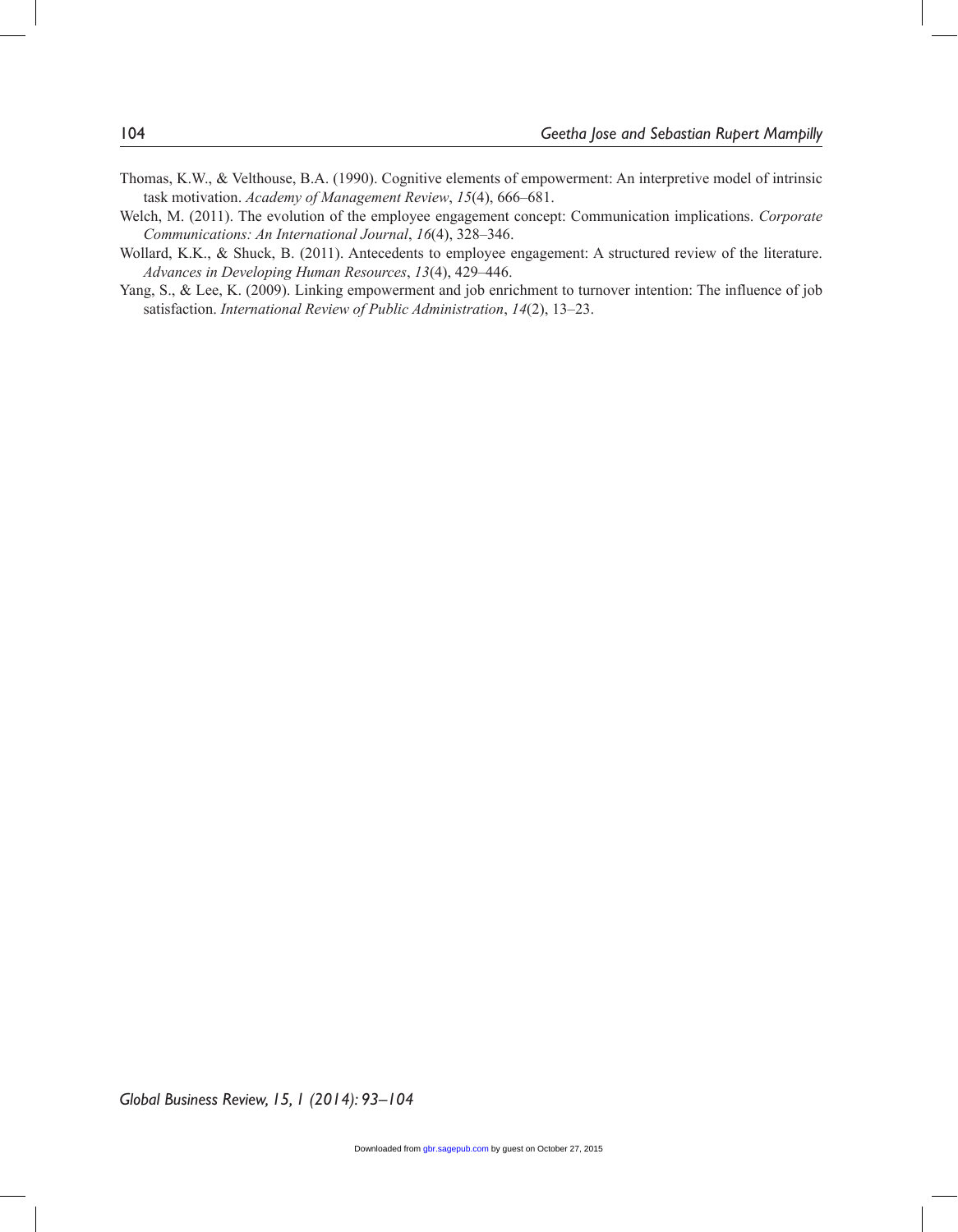Thomas, K.W., & Velthouse, B.A. (1990). Cognitive elements of empowerment: An interpretive model of intrinsic task motivation. *Academy of Management Review*, *15*(4), 666–681.

Welch, M. (2011). The evolution of the employee engagement concept: Communication implications. *Corporate Communications: An International Journal*, *16*(4), 328–346.

Wollard, K.K., & Shuck, B. (2011). Antecedents to employee engagement: A structured review of the literature. *Advances in Developing Human Resources*, *13*(4), 429–446.

Yang, S., & Lee, K. (2009). Linking empowerment and job enrichment to turnover intention: The influence of job satisfaction. *International Review of Public Administration*, *14*(2), 13–23.